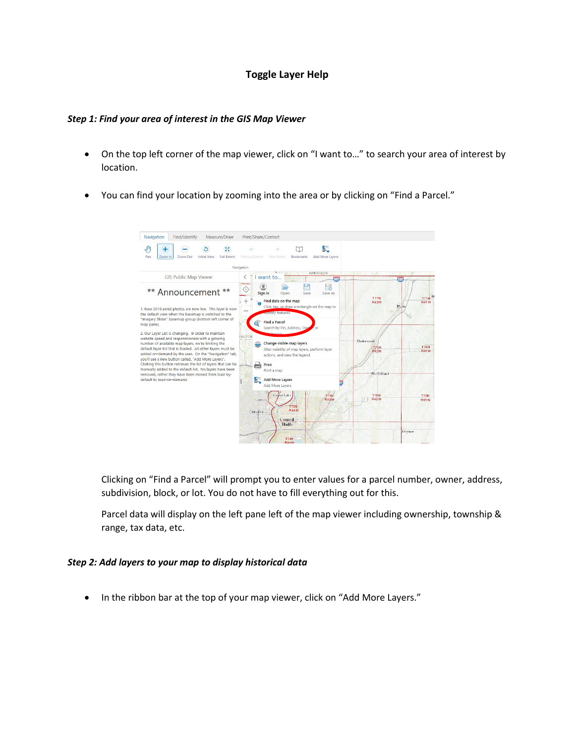# Toggle Layer Help

### *Step 1: Find your area of interest in the GIS Map Viewer*

- On the top left corner of the map viewer, click on "I want to…" to search your area of interest by location.
- You can find your location by zooming into the area or by clicking on "Find a Parcel."

Clicking on "Find a Parcel" will prompt you to enter values for a parcel number, owner, address, subdivision, block, or lot. You do not have to fill everything out for this.

Parcel data will display on the left pane left of the map viewer including ownership, township & range, tax data, etc.

### *Step 2: Add layers to your map to display historical data*

- In the ribbon bar at the top of your map viewer, click on "Add More Layers."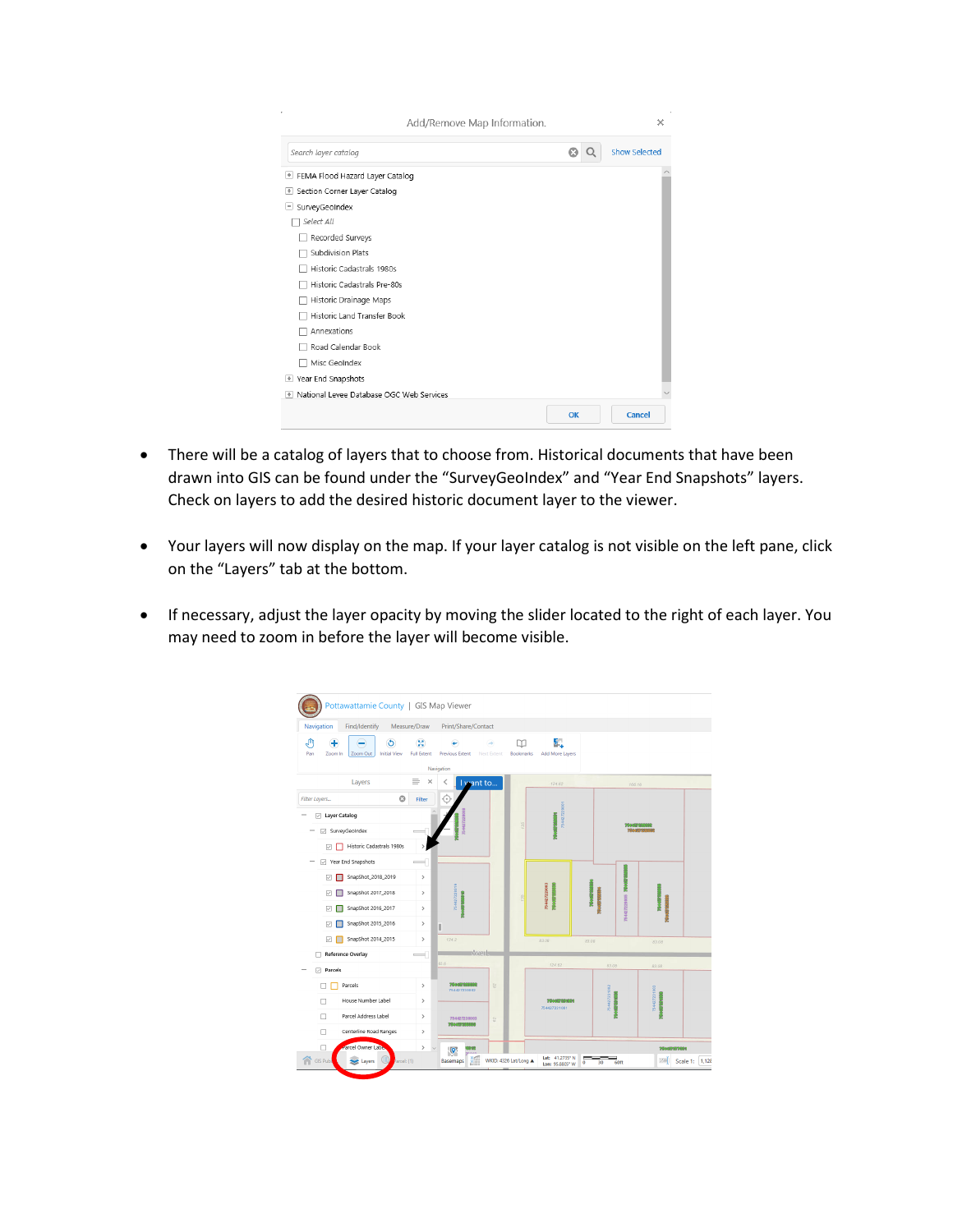- There will be a catalog of layers that to choose from. Historical documents that have been drawn into GIS can be found under the “SurveyGeoIndex” and “Year End Snapshots” layers. Check on layers to add the desired historic document layer to the viewer.

- Your layers will now display on the map. If your layer catalog is not visible on the left pane, click on the “Layers” tab at the bottom.

- If necessary, adjust the layer opacity by moving the slider located to the right of each layer. You may need to zoom in before the layer will become visible.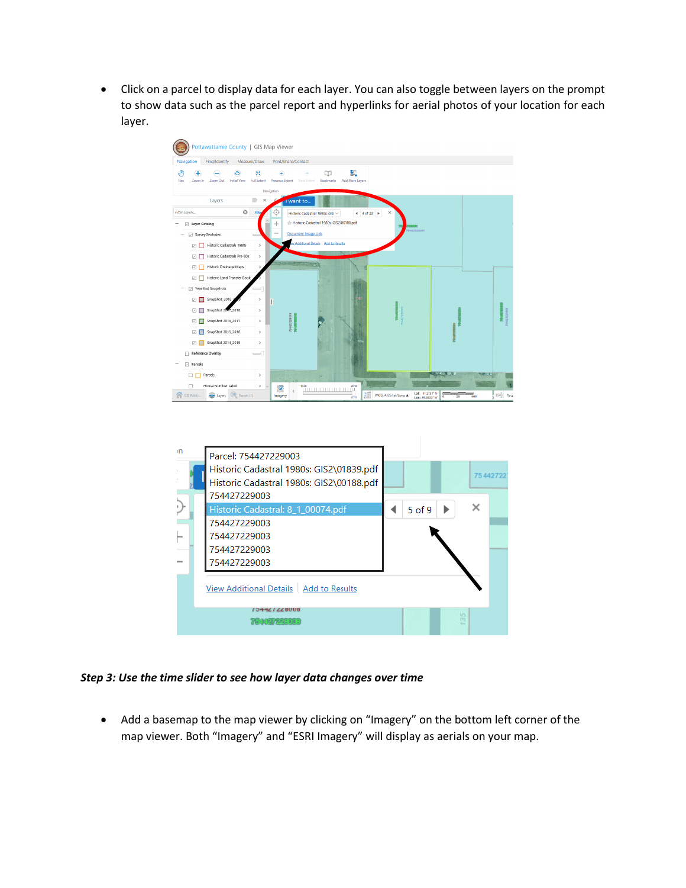- Click on a parcel to display data for each layer. You can also toggle between layers on the prompt to show data such as the parcel report and hyperlinks for aerial photos of your location for each layer.

***Step 3: Use the time slider to see how layer data changes over time***

- Add a basemap to the map viewer by clicking on "Imagery" on the bottom left corner of the map viewer. Both "Imagery" and "ESRI Imagery" will display as aerials on your map.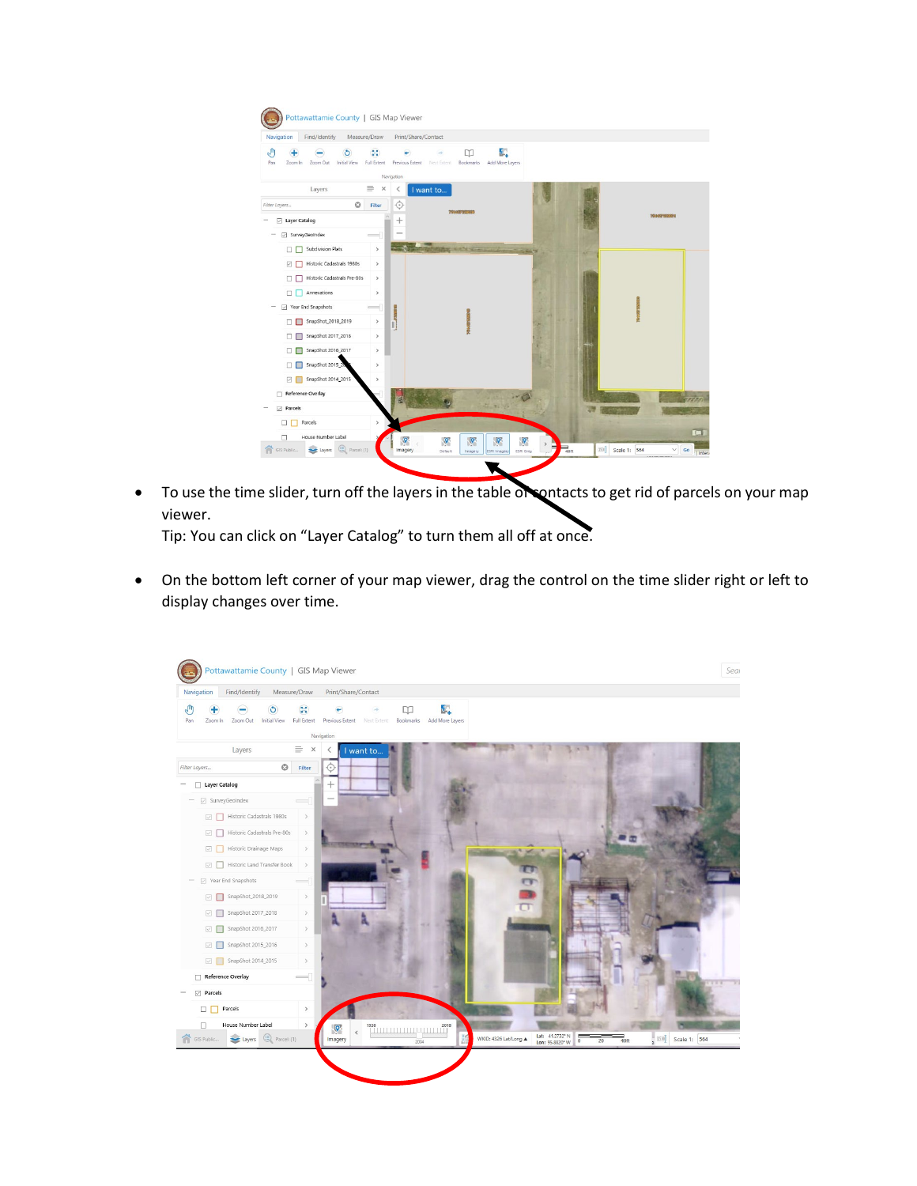- To use the time slider, turn off the layers in the table of contacts to get rid of parcels on your map viewer.
  Tip: You can click on “Layer Catalog” to turn them all off at once.

- On the bottom left corner of your map viewer, drag the control on the time slider right or left to display changes over time.